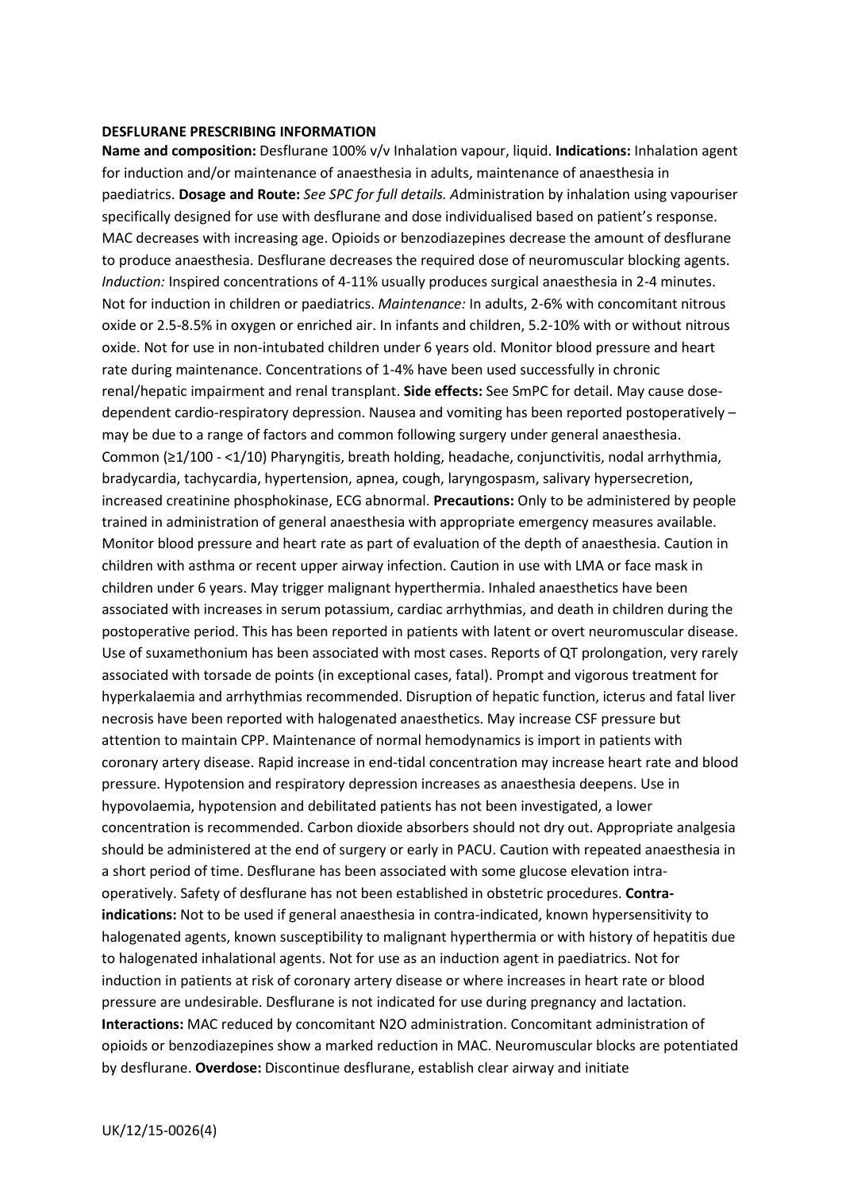**DESFLURANE PRESCRIBING INFORMATION**

**Name and composition:** Desflurane 100% v/v Inhalation vapour, liquid. **Indications:** Inhalation agent for induction and/or maintenance of anaesthesia in adults, maintenance of anaesthesia in paediatrics. **Dosage and Route:** *See SPC for full details.* Administration by inhalation using vapouriser specifically designed for use with desflurane and dose individualised based on patient's response. MAC decreases with increasing age. Opioids or benzodiazepines decrease the amount of desflurane to produce anaesthesia. Desflurane decreases the required dose of neuromuscular blocking agents. *Induction:* Inspired concentrations of 4-11% usually produces surgical anaesthesia in 2-4 minutes. Not for induction in children or paediatrics. *Maintenance:* In adults, 2-6% with concomitant nitrous oxide or 2.5-8.5% in oxygen or enriched air. In infants and children, 5.2-10% with or without nitrous oxide. Not for use in non-intubated children under 6 years old. Monitor blood pressure and heart rate during maintenance. Concentrations of 1-4% have been used successfully in chronic renal/hepatic impairment and renal transplant. **Side effects:** See SmPC for detail. May cause dose-dependent cardio-respiratory depression. Nausea and vomiting has been reported postoperatively – may be due to a range of factors and common following surgery under general anaesthesia. Common (≥1/100 - <1/10) Pharyngitis, breath holding, headache, conjunctivitis, nodal arrhythmia, bradycardia, tachycardia, hypertension, apnea, cough, laryngospasm, salivary hypersecretion, increased creatinine phosphokinase, ECG abnormal. **Precautions:** Only to be administered by people trained in administration of general anaesthesia with appropriate emergency measures available. Monitor blood pressure and heart rate as part of evaluation of the depth of anaesthesia. Caution in children with asthma or recent upper airway infection. Caution in use with LMA or face mask in children under 6 years. May trigger malignant hyperthermia. Inhaled anaesthetics have been associated with increases in serum potassium, cardiac arrhythmias, and death in children during the postoperative period. This has been reported in patients with latent or overt neuromuscular disease. Use of suxamethonium has been associated with most cases. Reports of QT prolongation, very rarely associated with torsade de points (in exceptional cases, fatal). Prompt and vigorous treatment for hyperkalaemia and arrhythmias recommended. Disruption of hepatic function, icterus and fatal liver necrosis have been reported with halogenated anaesthetics. May increase CSF pressure but attention to maintain CPP. Maintenance of normal hemodynamics is import in patients with coronary artery disease. Rapid increase in end-tidal concentration may increase heart rate and blood pressure. Hypotension and respiratory depression increases as anaesthesia deepens. Use in hypovolaemia, hypotension and debilitated patients has not been investigated, a lower concentration is recommended. Carbon dioxide absorbers should not dry out. Appropriate analgesia should be administered at the end of surgery or early in PACU. Caution with repeated anaesthesia in a short period of time. Desflurane has been associated with some glucose elevation intra-operatively. Safety of desflurane has not been established in obstetric procedures. **Contra-indications:** Not to be used if general anaesthesia in contra-indicated, known hypersensitivity to halogenated agents, known susceptibility to malignant hyperthermia or with history of hepatitis due to halogenated inhalational agents. Not for use as an induction agent in paediatrics. Not for induction in patients at risk of coronary artery disease or where increases in heart rate or blood pressure are undesirable. Desflurane is not indicated for use during pregnancy and lactation. **Interactions:** MAC reduced by concomitant $N_2O$ administration. Concomitant administration of opioids or benzodiazepines show a marked reduction in MAC. Neuromuscular blocks are potentiated by desflurane. **Overdose:** Discontinue desflurane, establish clear airway and initiate

UK/12/15-0026(4)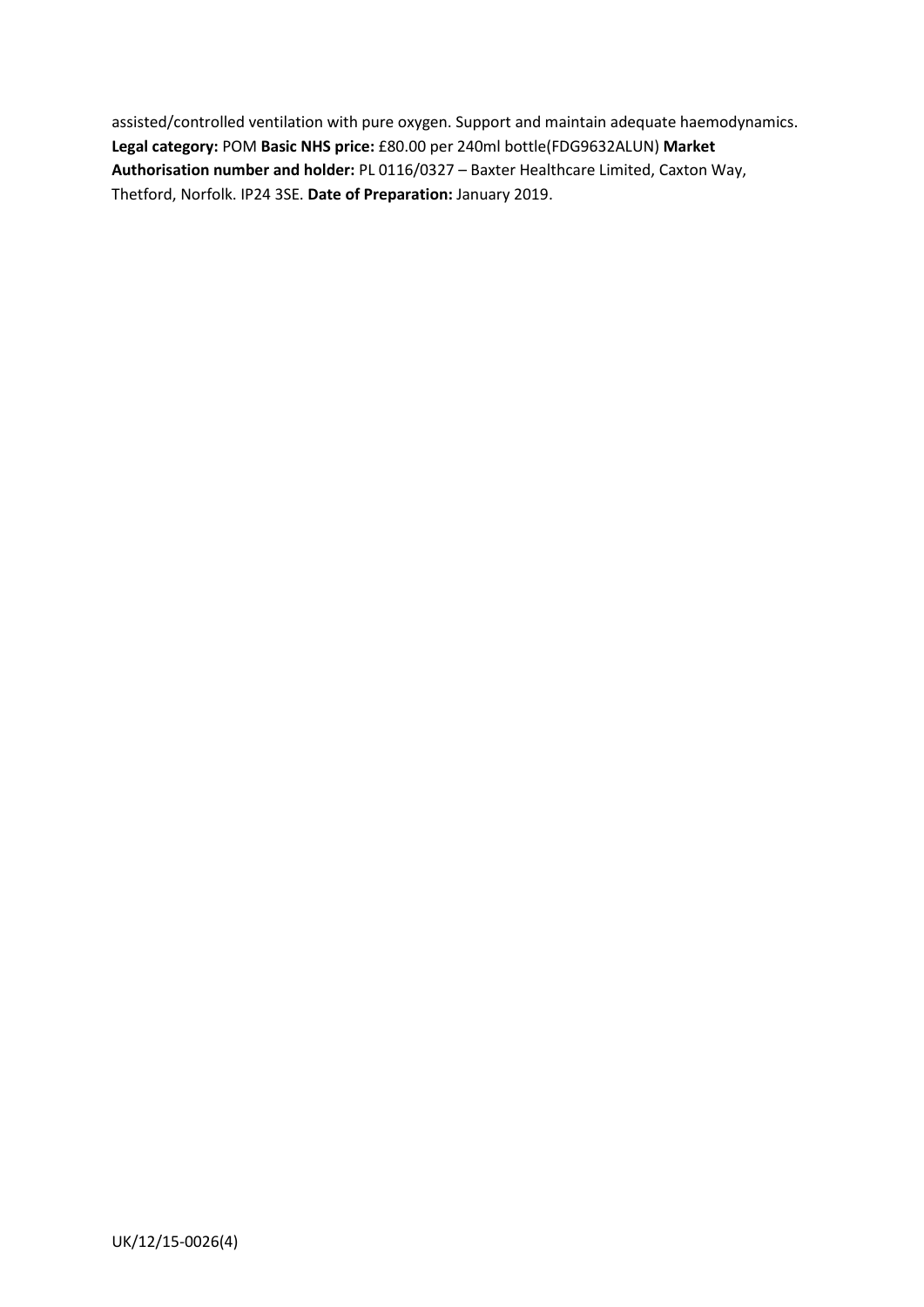assisted/controlled ventilation with pure oxygen. Support and maintain adequate haemodynamics. **Legal category:** POM **Basic NHS price:** £80.00 per 240ml bottle(FDG9632ALUN) **Market Authorisation number and holder:** PL 0116/0327 – Baxter Healthcare Limited, Caxton Way, Thetford, Norfolk. IP24 3SE. **Date of Preparation:** January 2019.

UK/12/15-0026(4)